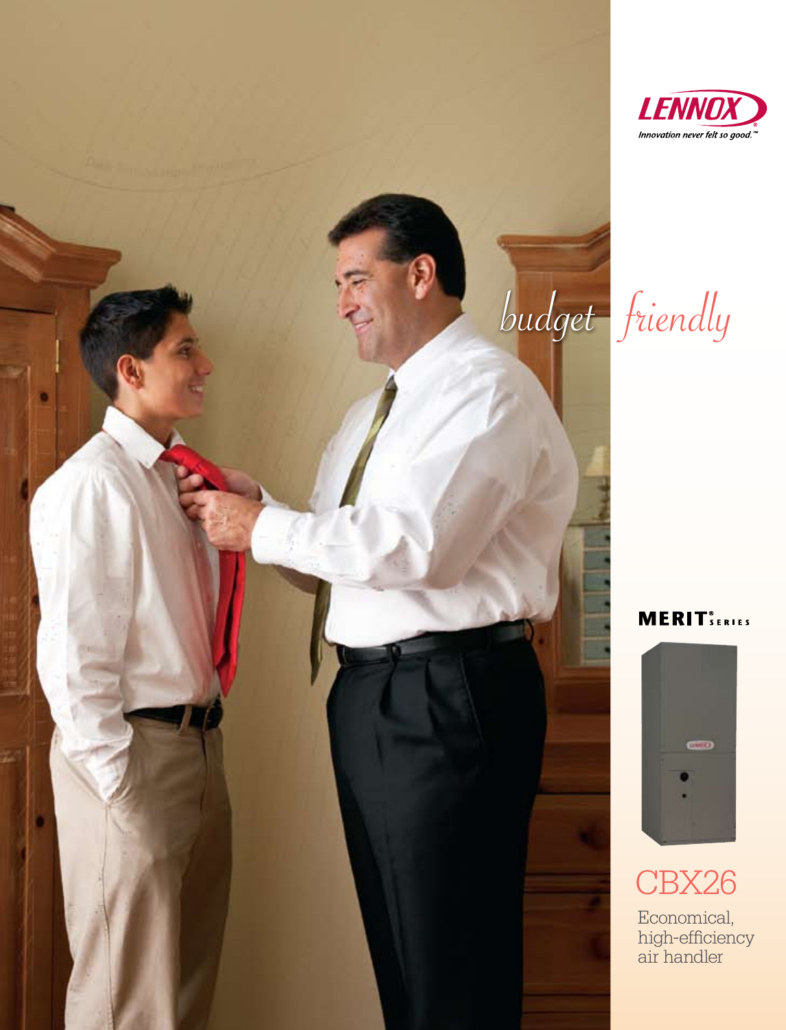LENNOX®

*Innovation never felt so good.*™

*budget friendly*

**MERIT® SERIES**

# CBX26

Economical, high-efficiency air handler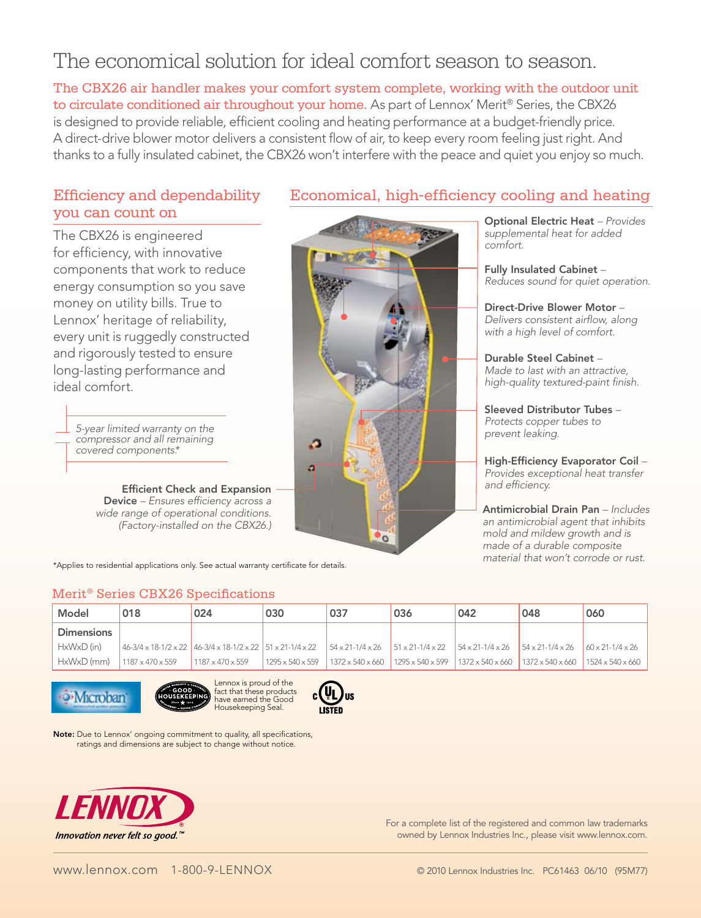# The economical solution for ideal comfort season to season.

The CBX26 air handler makes your comfort system complete, working with the outdoor unit to circulate conditioned air throughout your home. As part of Lennox' Merit® Series, the CBX26 is designed to provide reliable, efficient cooling and heating performance at a budget-friendly price. A direct-drive blower motor delivers a consistent flow of air, to keep every room feeling just right. And thanks to a fully insulated cabinet, the CBX26 won't interfere with the peace and quiet you enjoy so much.

## Efficiency and dependability you can count on

The CBX26 is engineered for efficiency, with innovative components that work to reduce energy consumption so you save money on utility bills. True to Lennox' heritage of reliability, every unit is ruggedly constructed and rigorously tested to ensure long-lasting performance and ideal comfort.

*5-year limited warranty on the compressor and all remaining covered components.**

**Efficient Check and Expansion Device** – *Ensures efficiency across a wide range of operational conditions. (Factory-installed on the CBX26.)*

## Economical, high-efficiency cooling and heating

**Optional Electric Heat** – *Provides supplemental heat for added comfort.*

**Fully Insulated Cabinet** – *Reduces sound for quiet operation.*

**Direct-Drive Blower Motor** – *Delivers consistent airflow, along with a high level of comfort.*

**Durable Steel Cabinet** – *Made to last with an attractive, high-quality textured-paint finish.*

**Sleeved Distributor Tubes** – *Protects copper tubes to prevent leaking.*

**High-Efficiency Evaporator Coil** – *Provides exceptional heat transfer and efficiency.*

**Antimicrobial Drain Pan** – *Includes an antimicrobial agent that inhibits mold and mildew growth and is made of a durable composite material that won't corrode or rust.*

*Applies to residential applications only. See actual warranty certificate for details.

## Merit® Series CBX26 Specifications

| Model | 018 | 024 | 030 | 037 | 036 | 042 | 048 | 060 |
|---|---|---|---|---|---|---|---|---|
| **Dimensions** | | | | | | | | |
| HxWxD (in) | 46-3/4 x 18-1/2 x 22 | 46-3/4 x 18-1/2 x 22 | 51 x 21-1/4 x 22 | 54 x 21-1/4 x 26 | 51 x 21-1/4 x 22 | 54 x 21-1/4 x 26 | 54 x 21-1/4 x 26 | 60 x 21-1/4 x 26 |
| HxWxD (mm) | 1187 x 470 x 559 | 1187 x 470 x 559 | 1295 x 540 x 559 | 1372 x 540 x 660 | 1295 x 540 x 599 | 1372 x 540 x 660 | 1372 x 540 x 660 | 1524 x 540 x 660 |

Lennox is proud of the fact that these products have earned the Good Housekeeping Seal.

**Note:** Due to Lennox' ongoing commitment to quality, all specifications, ratings and dimensions are subject to change without notice.

LENNOX®
*Innovation never felt so good.™*

For a complete list of the registered and common law trademarks owned by Lennox Industries Inc., please visit www.lennox.com.

www.lennox.com 1-800-9-LENNOX

© 2010 Lennox Industries Inc. PC61463 06/10 (95M77)